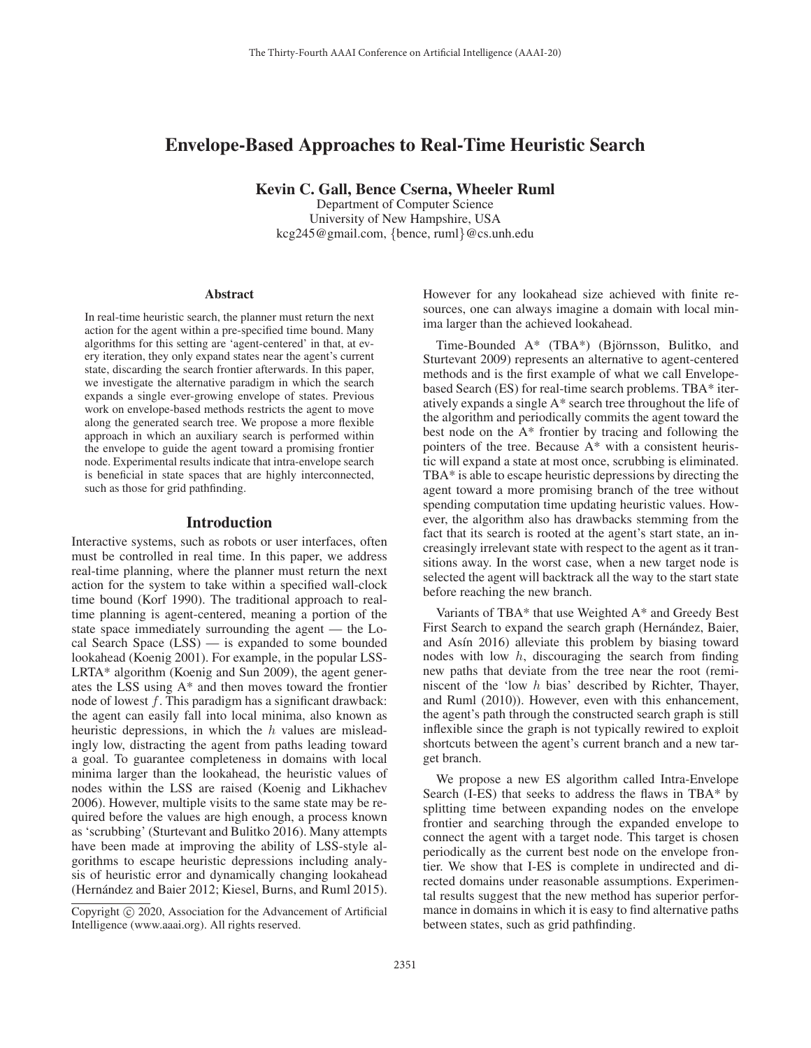# Envelope-Based Approaches to Real-Time Heuristic Search

**Kevin C. Gall, Bence Cserna, Wheeler Ruml**

Department of Computer Science
University of New Hampshire, USA
kcg245@gmail.com, {bence, ruml}@cs.unh.edu

### Abstract

In real-time heuristic search, the planner must return the next action for the agent within a pre-specified time bound. Many algorithms for this setting are 'agent-centered' in that, at every iteration, they only expand states near the agent's current state, discarding the search frontier afterwards. In this paper, we investigate the alternative paradigm in which the search expands a single ever-growing envelope of states. Previous work on envelope-based methods restricts the agent to move along the generated search tree. We propose a more flexible approach in which an auxiliary search is performed within the envelope to guide the agent toward a promising frontier node. Experimental results indicate that intra-envelope search is beneficial in state spaces that are highly interconnected, such as those for grid pathfinding.

## Introduction

Interactive systems, such as robots or user interfaces, often must be controlled in real time. In this paper, we address real-time planning, where the planner must return the next action for the system to take within a specified wall-clock time bound (Korf 1990). The traditional approach to real-time planning is agent-centered, meaning a portion of the state space immediately surrounding the agent — the Local Search Space (LSS) — is expanded to some bounded lookahead (Koenig 2001). For example, in the popular LSS-LRTA* algorithm (Koenig and Sun 2009), the agent generates the LSS using A* and then moves toward the frontier node of lowest $f$. This paradigm has a significant drawback: the agent can easily fall into local minima, also known as heuristic depressions, in which the $h$ values are misleadingly low, distracting the agent from paths leading toward a goal. To guarantee completeness in domains with local minima larger than the lookahead, the heuristic values of nodes within the LSS are raised (Koenig and Likhachev 2006). However, multiple visits to the same state may be required before the values are high enough, a process known as 'scrubbing' (Sturtevant and Bulitko 2016). Many attempts have been made at improving the ability of LSS-style algorithms to escape heuristic depressions including analysis of heuristic error and dynamically changing lookahead (Hernández and Baier 2012; Kiesel, Burns, and Ruml 2015). However for any lookahead size achieved with finite resources, one can always imagine a domain with local minima larger than the achieved lookahead.

Time-Bounded A* (TBA*) (Björnsson, Bulitko, and Sturtevant 2009) represents an alternative to agent-centered methods and is the first example of what we call Envelope-based Search (ES) for real-time search problems. TBA* iteratively expands a single A* search tree throughout the life of the algorithm and periodically commits the agent toward the best node on the A* frontier by tracing and following the pointers of the tree. Because A* with a consistent heuristic will expand a state at most once, scrubbing is eliminated. TBA* is able to escape heuristic depressions by directing the agent toward a more promising branch of the tree without spending computation time updating heuristic values. However, the algorithm also has drawbacks stemming from the fact that its search is rooted at the agent's start state, an increasingly irrelevant state with respect to the agent as it transitions away. In the worst case, when a new target node is selected the agent will backtrack all the way to the start state before reaching the new branch.

Variants of TBA* that use Weighted A* and Greedy Best First Search to expand the search graph (Hernández, Baier, and Asín 2016) alleviate this problem by biasing toward nodes with low $h$, discouraging the search from finding new paths that deviate from the tree near the root (reminiscent of the 'low $h$ bias' described by Richter, Thayer, and Ruml (2010)). However, even with this enhancement, the agent's path through the constructed search graph is still inflexible since the graph is not typically rewired to exploit shortcuts between the agent's current branch and a new target branch.

We propose a new ES algorithm called Intra-Envelope Search (I-ES) that seeks to address the flaws in TBA* by splitting time between expanding nodes on the envelope frontier and searching through the expanded envelope to connect the agent with a target node. This target is chosen periodically as the current best node on the envelope frontier. We show that I-ES is complete in undirected and directed domains under reasonable assumptions. Experimental results suggest that the new method has superior performance in domains in which it is easy to find alternative paths between states, such as grid pathfinding.

Copyright © 2020, Association for the Advancement of Artificial Intelligence (www.aaai.org). All rights reserved.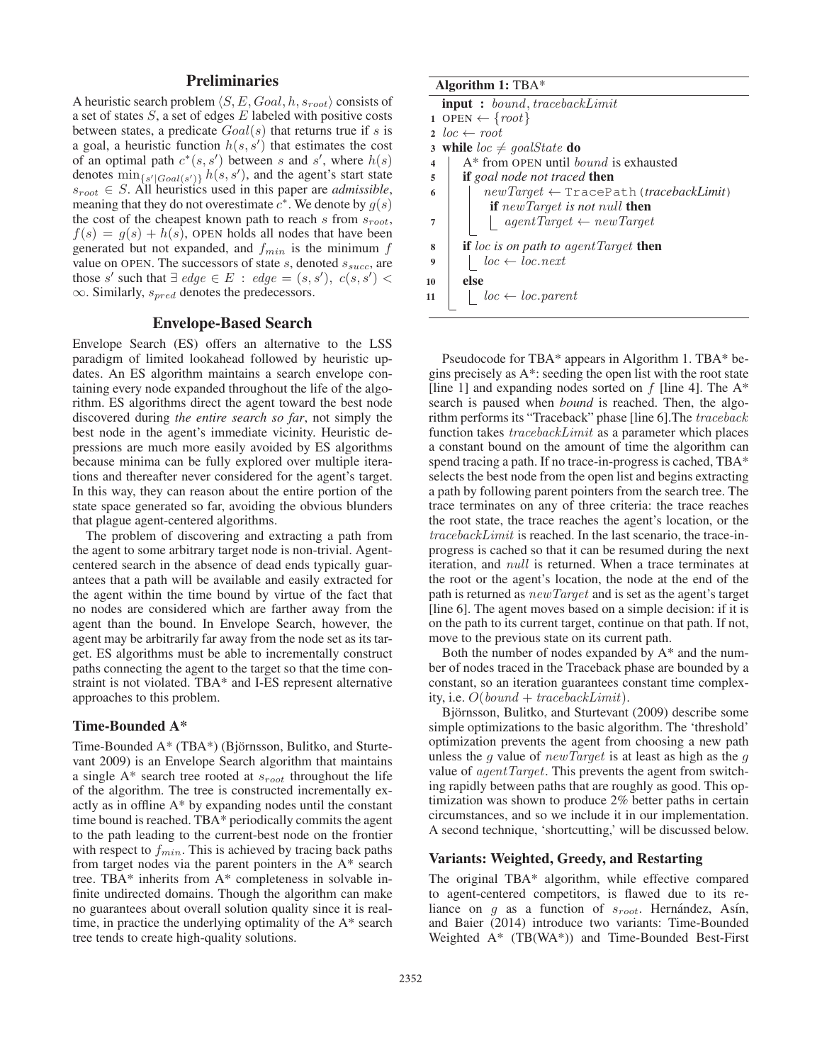## Preliminaries

A heuristic search problem $\langle S, E, Goal, h, s_{root}\rangle$ consists of a set of states $S$, a set of edges $E$ labeled with positive costs between states, a predicate $Goal(s)$ that returns true if $s$ is a goal, a heuristic function $h(s, s')$ that estimates the cost of an optimal path $c^*(s, s')$ between $s$ and $s'$, where $h(s)$ denotes $\min_{\{s'|Goal(s')\}} h(s, s')$, and the agent's start state $s_{root} \in S$. All heuristics used in this paper are *admissible*, meaning that they do not overestimate $c^*$. We denote by $g(s)$ the cost of the cheapest known path to reach $s$ from $s_{root}$, $f(s) = g(s) + h(s)$, OPEN holds all nodes that have been generated but not expanded, and $f_{min}$ is the minimum $f$ value on OPEN. The successors of state $s$, denoted $s_{succ}$, are those $s'$ such that $\exists\ edge \in E\ :\ edge = (s, s'),\ c(s, s') < \infty$. Similarly, $s_{pred}$ denotes the predecessors.

## Envelope-Based Search

Envelope Search (ES) offers an alternative to the LSS paradigm of limited lookahead followed by heuristic updates. An ES algorithm maintains a search envelope containing every node expanded throughout the life of the algorithm. ES algorithms direct the agent toward the best node discovered during *the entire search so far*, not simply the best node in the agent's immediate vicinity. Heuristic depressions are much more easily avoided by ES algorithms because minima can be fully explored over multiple iterations and thereafter never considered for the agent's target. In this way, they can reason about the entire portion of the state space generated so far, avoiding the obvious blunders that plague agent-centered algorithms.

The problem of discovering and extracting a path from the agent to some arbitrary target node is non-trivial. Agent-centered search in the absence of dead ends typically guarantees that a path will be available and easily extracted for the agent within the time bound by virtue of the fact that no nodes are considered which are farther away from the agent than the bound. In Envelope Search, however, the agent may be arbitrarily far away from the node set as its target. ES algorithms must be able to incrementally construct paths connecting the agent to the target so that the time constraint is not violated. TBA* and I-ES represent alternative approaches to this problem.

### Time-Bounded A*

Time-Bounded A* (TBA*) (Björnsson, Bulitko, and Sturtevant 2009) is an Envelope Search algorithm that maintains a single A* search tree rooted at $s_{root}$ throughout the life of the algorithm. The tree is constructed incrementally exactly as in offline A* by expanding nodes until the constant time bound is reached. TBA* periodically commits the agent to the path leading to the current-best node on the frontier with respect to $f_{min}$. This is achieved by tracing back paths from target nodes via the parent pointers in the A* search tree. TBA* inherits from A* completeness in solvable infinite undirected domains. Though the algorithm can make no guarantees about overall solution quality since it is real-time, in practice the underlying optimality of the A* search tree tends to create high-quality solutions.

**Algorithm 1:** TBA*

```
   input : bound, tracebackLimit
1  OPEN ← {root}
2  loc ← root
3  while loc ≠ goalState do
4      A* from OPEN until bound is exhausted
5      if goal node not traced then
6          newTarget ← TracePath(tracebackLimit)
           if newTarget is not null then
7              agentTarget ← newTarget
8      if loc is on path to agentTarget then
9          loc ← loc.next
10     else
11         loc ← loc.parent
```

Pseudocode for TBA* appears in Algorithm 1. TBA* begins precisely as A*: seeding the open list with the root state [line 1] and expanding nodes sorted on $f$ [line 4]. The A* search is paused when *bound* is reached. Then, the algorithm performs its "Traceback" phase [line 6].The *traceback* function takes *tracebackLimit* as a parameter which places a constant bound on the amount of time the algorithm can spend tracing a path. If no trace-in-progress is cached, TBA* selects the best node from the open list and begins extracting a path by following parent pointers from the search tree. The trace terminates on any of three criteria: the trace reaches the root state, the trace reaches the agent's location, or the *tracebackLimit* is reached. In the last scenario, the trace-in-progress is cached so that it can be resumed during the next iteration, and *null* is returned. When a trace terminates at the root or the agent's location, the node at the end of the path is returned as *newTarget* and is set as the agent's target [line 6]. The agent moves based on a simple decision: if it is on the path to its current target, continue on that path. If not, move to the previous state on its current path.

Both the number of nodes expanded by A* and the number of nodes traced in the Traceback phase are bounded by a constant, so an iteration guarantees constant time complexity, i.e. $O(bound + tracebackLimit)$.

Björnsson, Bulitko, and Sturtevant (2009) describe some simple optimizations to the basic algorithm. The 'threshold' optimization prevents the agent from choosing a new path unless the $g$ value of *newTarget* is at least as high as the $g$ value of *agentTarget*. This prevents the agent from switching rapidly between paths that are roughly as good. This optimization was shown to produce 2% better paths in certain circumstances, and so we include it in our implementation. A second technique, 'shortcutting,' will be discussed below.

### Variants: Weighted, Greedy, and Restarting

The original TBA* algorithm, while effective compared to agent-centered competitors, is flawed due to its reliance on $g$ as a function of $s_{root}$. Hernández, Asín, and Baier (2014) introduce two variants: Time-Bounded Weighted A* (TB(WA*)) and Time-Bounded Best-First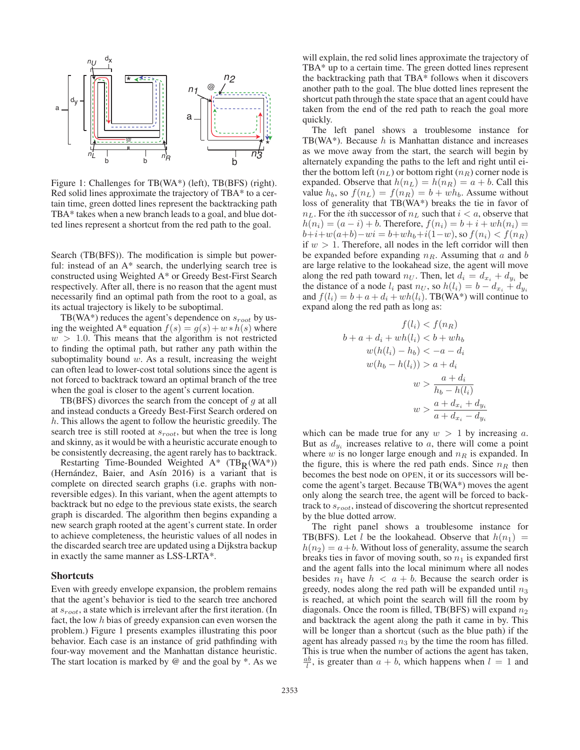n_U  d_x
d_y
a
n_L  b  b  n_R
@
*

n_1  @  n_2
a
b  n_3
*

Figure 1: Challenges for TB(WA*) (left), TB(BFS) (right). Red solid lines approximate the trajectory of TBA* to a certain time, green dotted lines represent the backtracking path TBA* takes when a new branch leads to a goal, and blue dotted lines represent a shortcut from the red path to the goal.

Search (TB(BFS)). The modification is simple but powerful: instead of an A* search, the underlying search tree is constructed using Weighted A* or Greedy Best-First Search respectively. After all, there is no reason that the agent must necessarily find an optimal path from the root to a goal, as its actual trajectory is likely to be suboptimal.

TB(WA*) reduces the agent's dependence on $s_{root}$ by using the weighted A* equation $f(s) = g(s) + w * h(s)$ where $w > 1.0$. This means that the algorithm is not restricted to finding the optimal path, but rather any path within the suboptimality bound $w$. As a result, increasing the weight can often lead to lower-cost total solutions since the agent is not forced to backtrack toward an optimal branch of the tree when the goal is closer to the agent's current location.

TB(BFS) divorces the search from the concept of $g$ at all and instead conducts a Greedy Best-First Search ordered on $h$. This allows the agent to follow the heuristic greedily. The search tree is still rooted at $s_{root}$, but when the tree is long and skinny, as it would be with a heuristic accurate enough to be consistently decreasing, the agent rarely has to backtrack.

Restarting Time-Bounded Weighted A* ($\text{TB}_\text{R}$(WA*)) (Hernández, Baier, and Asín 2016) is a variant that is complete on directed search graphs (i.e. graphs with non-reversible edges). In this variant, when the agent attempts to backtrack but no edge to the previous state exists, the search graph is discarded. The algorithm then begins expanding a new search graph rooted at the agent's current state. In order to achieve completeness, the heuristic values of all nodes in the discarded search tree are updated using a Dijkstra backup in exactly the same manner as LSS-LRTA*.

## Shortcuts

Even with greedy envelope expansion, the problem remains that the agent's behavior is tied to the search tree anchored at $s_{root}$, a state which is irrelevant after the first iteration. (In fact, the low $h$ bias of greedy expansion can even worsen the problem.) Figure 1 presents examples illustrating this poor behavior. Each case is an instance of grid pathfinding with four-way movement and the Manhattan distance heuristic. The start location is marked by @ and the goal by *. As we will explain, the red solid lines approximate the trajectory of TBA* up to a certain time. The green dotted lines represent the backtracking path that TBA* follows when it discovers another path to the goal. The blue dotted lines represent the shortcut path through the state space that an agent could have taken from the end of the red path to reach the goal more quickly.

The left panel shows a troublesome instance for TB(WA*). Because $h$ is Manhattan distance and increases as we move away from the start, the search will begin by alternately expanding the paths to the left and right until either the bottom left ($n_L$) or bottom right ($n_R$) corner node is expanded. Observe that $h(n_L) = h(n_R) = a + b$. Call this value $h_b$, so $f(n_L) = f(n_R) = b + wh_b$. Assume without loss of generality that TB(WA*) breaks the tie in favor of $n_L$. For the $i$th successor of $n_L$ such that $i < a$, observe that $h(n_i) = (a - i) + b$. Therefore, $f(n_i) = b + i + wh(n_i) = b + i + w(a+b) - wi = b + wh_b + i(1-w)$, so $f(n_i) < f(n_R)$ if $w > 1$. Therefore, all nodes in the left corridor will then be expanded before expanding $n_R$. Assuming that $a$ and $b$ are large relative to the lookahead size, the agent will move along the red path toward $n_U$. Then, let $d_i = d_{x_i} + d_{y_i}$ be the distance of a node $l_i$ past $n_U$, so $h(l_i) = b - d_{x_i} + d_{y_i}$ and $f(l_i) = b + a + d_i + wh(l_i)$. TB(WA*) will continue to expand along the red path as long as:

$$
\begin{aligned}
f(l_i) &< f(n_R) \\
b + a + d_i + wh(l_i) &< b + wh_b \\
w(h(l_i) - h_b) &< -a - d_i \\
w(h_b - h(l_i)) &> a + d_i \\
w &> \frac{a + d_i}{h_b - h(l_i)} \\
w &> \frac{a + d_{x_i} + d_{y_i}}{a + d_{x_i} - d_{y_i}}
\end{aligned}
$$

which can be made true for any $w > 1$ by increasing $a$. But as $d_{y_i}$ increases relative to $a$, there will come a point where $w$ is no longer large enough and $n_R$ is expanded. In the figure, this is where the red path ends. Since $n_R$ then becomes the best node on OPEN, it or its successors will become the agent's target. Because TB(WA*) moves the agent only along the search tree, the agent will be forced to backtrack to $s_{root}$, instead of discovering the shortcut represented by the blue dotted arrow.

The right panel shows a troublesome instance for TB(BFS). Let $l$ be the lookahead. Observe that $h(n_1) = h(n_2) = a + b$. Without loss of generality, assume the search breaks ties in favor of moving south, so $n_1$ is expanded first and the agent falls into the local minimum where all nodes besides $n_1$ have $h < a + b$. Because the search order is greedy, nodes along the red path will be expanded until $n_3$ is reached, at which point the search will fill the room by diagonals. Once the room is filled, TB(BFS) will expand $n_2$ and backtrack the agent along the path it came in by. This will be longer than a shortcut (such as the blue path) if the agent has already passed $n_3$ by the time the room has filled. This is true when the number of actions the agent has taken, $\frac{ab}{l}$, is greater than $a + b$, which happens when $l = 1$ and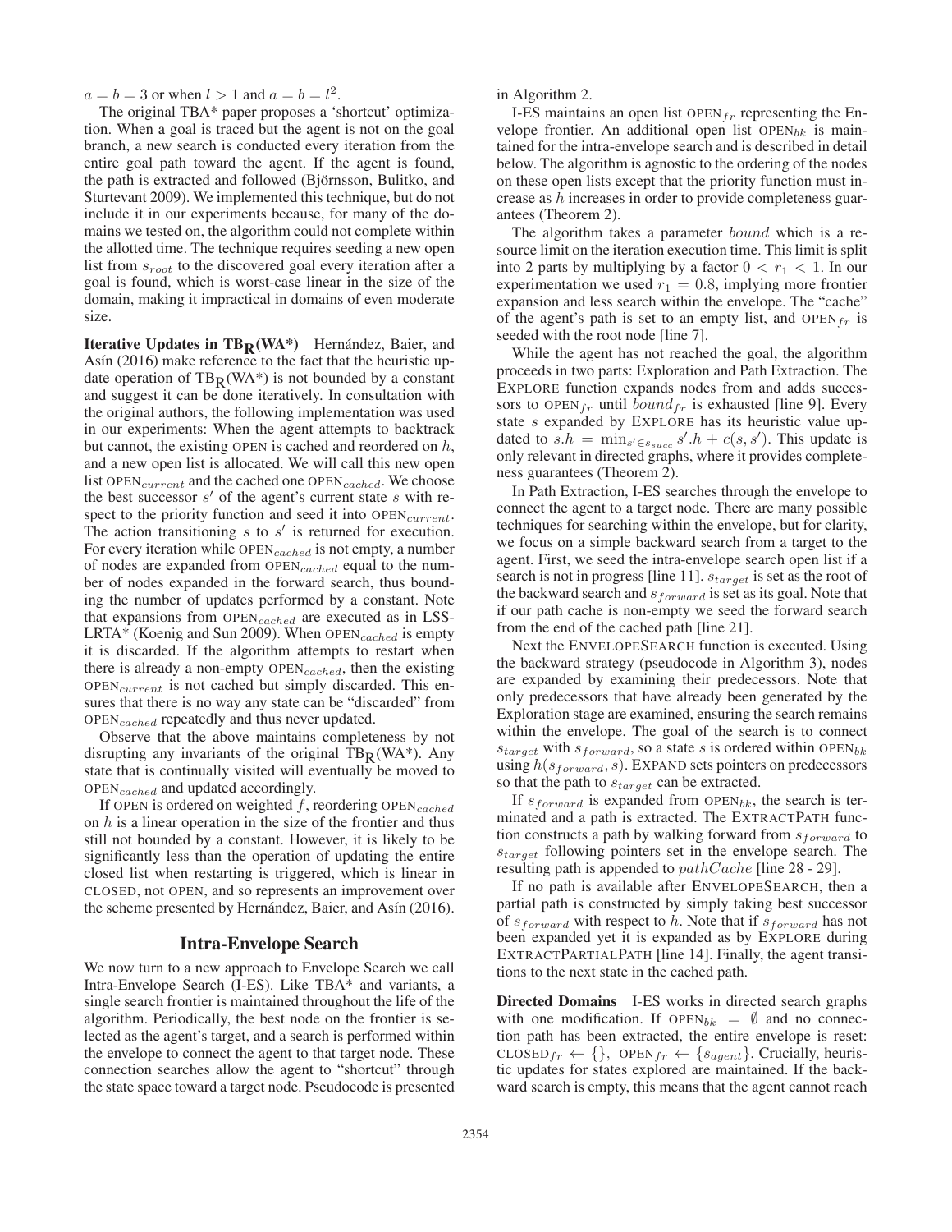$a = b = 3$ or when $l > 1$ and $a = b = l^2$.

The original TBA* paper proposes a 'shortcut' optimization. When a goal is traced but the agent is not on the goal branch, a new search is conducted every iteration from the entire goal path toward the agent. If the agent is found, the path is extracted and followed (Björnsson, Bulitko, and Sturtevant 2009). We implemented this technique, but do not include it in our experiments because, for many of the domains we tested on, the algorithm could not complete within the allotted time. The technique requires seeding a new open list from $s_{root}$ to the discovered goal every iteration after a goal is found, which is worst-case linear in the size of the domain, making it impractical in domains of even moderate size.

**Iterative Updates in $\mathbf{TB_R}$(WA*)** Hernández, Baier, and Asín (2016) make reference to the fact that the heuristic update operation of $\text{TB}_\text{R}$(WA*) is not bounded by a constant and suggest it can be done iteratively. In consultation with the original authors, the following implementation was used in our experiments: When the agent attempts to backtrack but cannot, the existing OPEN is cached and reordered on $h$, and a new open list is allocated. We will call this new open list $\text{OPEN}_{current}$ and the cached one $\text{OPEN}_{cached}$. We choose the best successor $s'$ of the agent's current state $s$ with respect to the priority function and seed it into $\text{OPEN}_{current}$. The action transitioning $s$ to $s'$ is returned for execution. For every iteration while $\text{OPEN}_{cached}$ is not empty, a number of nodes are expanded from $\text{OPEN}_{cached}$ equal to the number of nodes expanded in the forward search, thus bounding the number of updates performed by a constant. Note that expansions from $\text{OPEN}_{cached}$ are executed as in LSS-LRTA* (Koenig and Sun 2009). When $\text{OPEN}_{cached}$ is empty it is discarded. If the algorithm attempts to restart when there is already a non-empty $\text{OPEN}_{cached}$, then the existing $\text{OPEN}_{current}$ is not cached but simply discarded. This ensures that there is no way any state can be "discarded" from $\text{OPEN}_{cached}$ repeatedly and thus never updated.

Observe that the above maintains completeness by not disrupting any invariants of the original $\text{TB}_\text{R}$(WA*). Any state that is continually visited will eventually be moved to $\text{OPEN}_{cached}$ and updated accordingly.

If OPEN is ordered on weighted $f$, reordering $\text{OPEN}_{cached}$ on $h$ is a linear operation in the size of the frontier and thus still not bounded by a constant. However, it is likely to be significantly less than the operation of updating the entire closed list when restarting is triggered, which is linear in CLOSED, not OPEN, and so represents an improvement over the scheme presented by Hernández, Baier, and Asín (2016).

## Intra-Envelope Search

We now turn to a new approach to Envelope Search we call Intra-Envelope Search (I-ES). Like TBA* and variants, a single search frontier is maintained throughout the life of the algorithm. Periodically, the best node on the frontier is selected as the agent's target, and a search is performed within the envelope to connect the agent to that target node. These connection searches allow the agent to "shortcut" through the state space toward a target node. Pseudocode is presented in Algorithm 2.

I-ES maintains an open list $\text{OPEN}_{fr}$ representing the Envelope frontier. An additional open list $\text{OPEN}_{bk}$ is maintained for the intra-envelope search and is described in detail below. The algorithm is agnostic to the ordering of the nodes on these open lists except that the priority function must increase as $h$ increases in order to provide completeness guarantees (Theorem 2).

The algorithm takes a parameter $bound$ which is a resource limit on the iteration execution time. This limit is split into 2 parts by multiplying by a factor $0 < r_1 < 1$. In our experimentation we used $r_1 = 0.8$, implying more frontier expansion and less search within the envelope. The "cache" of the agent's path is set to an empty list, and $\text{OPEN}_{fr}$ is seeded with the root node [line 7].

While the agent has not reached the goal, the algorithm proceeds in two parts: Exploration and Path Extraction. The EXPLORE function expands nodes from and adds successors to $\text{OPEN}_{fr}$ until $bound_{fr}$ is exhausted [line 9]. Every state $s$ expanded by EXPLORE has its heuristic value updated to $s.h = \min_{s' \in s_{succ}} s'.h + c(s, s')$. This update is only relevant in directed graphs, where it provides completeness guarantees (Theorem 2).

In Path Extraction, I-ES searches through the envelope to connect the agent to a target node. There are many possible techniques for searching within the envelope, but for clarity, we focus on a simple backward search from a target to the agent. First, we seed the intra-envelope search open list if a search is not in progress [line 11]. $s_{target}$ is set as the root of the backward search and $s_{forward}$ is set as its goal. Note that if our path cache is non-empty we seed the forward search from the end of the cached path [line 21].

Next the ENVELOPESEARCH function is executed. Using the backward strategy (pseudocode in Algorithm 3), nodes are expanded by examining their predecessors. Note that only predecessors that have already been generated by the Exploration stage are examined, ensuring the search remains within the envelope. The goal of the search is to connect $s_{target}$ with $s_{forward}$, so a state $s$ is ordered within $\text{OPEN}_{bk}$ using $h(s_{forward}, s)$. EXPAND sets pointers on predecessors so that the path to $s_{target}$ can be extracted.

If $s_{forward}$ is expanded from $\text{OPEN}_{bk}$, the search is terminated and a path is extracted. The EXTRACTPATH function constructs a path by walking forward from $s_{forward}$ to $s_{target}$ following pointers set in the envelope search. The resulting path is appended to $pathCache$ [line 28 - 29].

If no path is available after ENVELOPESEARCH, then a partial path is constructed by simply taking best successor of $s_{forward}$ with respect to $h$. Note that if $s_{forward}$ has not been expanded yet it is expanded as by EXPLORE during EXTRACTPARTIALPATH [line 14]. Finally, the agent transitions to the next state in the cached path.

**Directed Domains** I-ES works in directed search graphs with one modification. If $\text{OPEN}_{bk} = \emptyset$ and no connection path has been extracted, the entire envelope is reset: $\text{CLOSED}_{fr} \leftarrow \{\}$, $\text{OPEN}_{fr} \leftarrow \{s_{agent}\}$. Crucially, heuristic updates for states explored are maintained. If the backward search is empty, this means that the agent cannot reach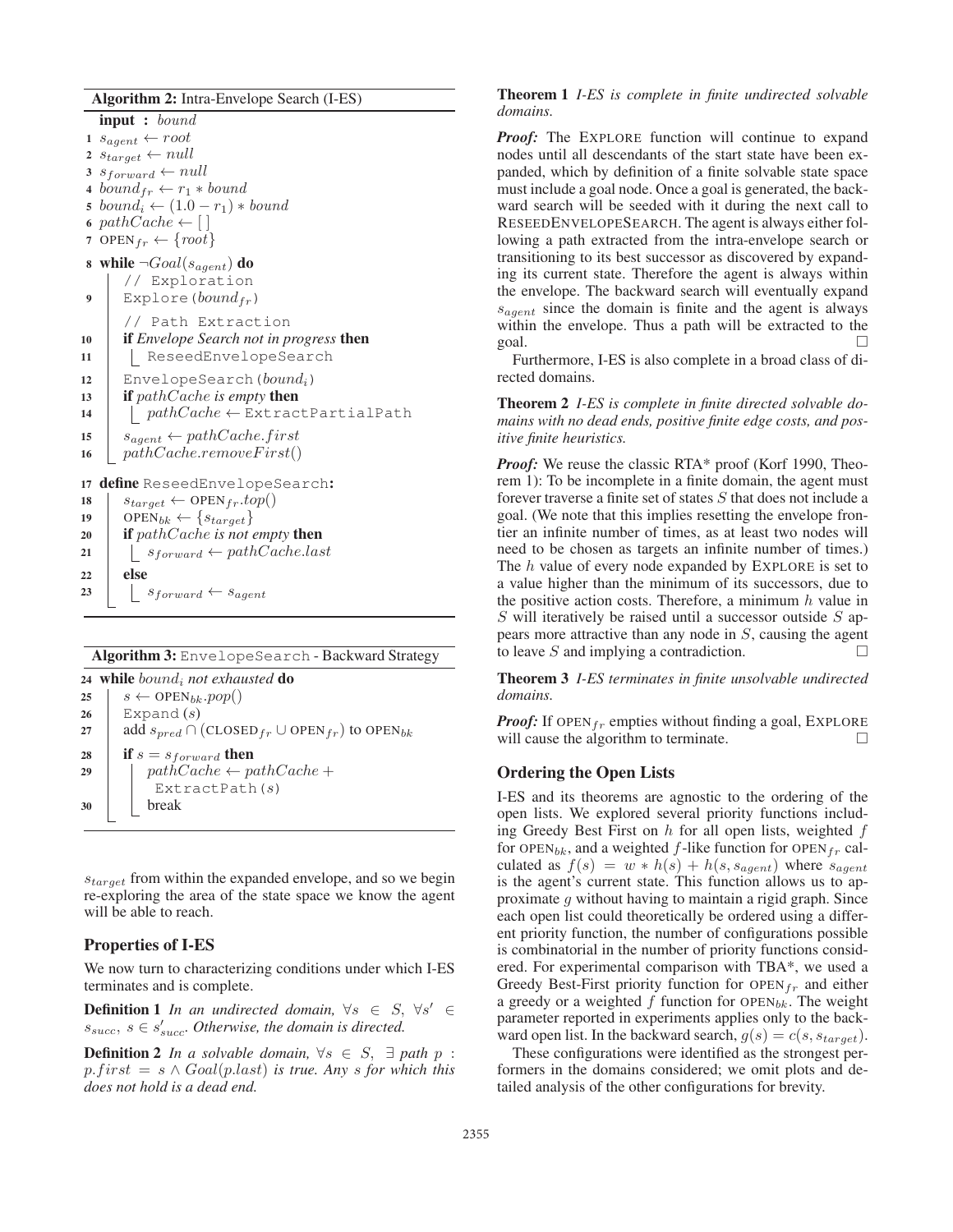**Algorithm 2:** Intra-Envelope Search (I-ES)

```
   input : bound
 1 s_agent ← root
 2 s_target ← null
 3 s_forward ← null
 4 bound_fr ← r_1 * bound
 5 bound_i ← (1.0 − r_1) * bound
 6 pathCache ← [ ]
 7 OPEN_fr ← {root}
 8 while ¬Goal(s_agent) do
       // Exploration
 9     Explore(bound_fr)
       // Path Extraction
10     if Envelope Search not in progress then
11         ReseedEnvelopeSearch
12     EnvelopeSearch(bound_i)
13     if pathCache is empty then
14         pathCache ← ExtractPartialPath
15     s_agent ← pathCache.first
16     pathCache.removeFirst()
17 define ReseedEnvelopeSearch:
18     s_target ← OPEN_fr.top()
19     OPEN_bk ← {s_target}
20     if pathCache is not empty then
21         s_forward ← pathCache.last
22     else
23         s_forward ← s_agent
```

**Algorithm 3:** EnvelopeSearch - Backward Strategy

```
24 while bound_i not exhausted do
25     s ← OPEN_bk.pop()
26     Expand(s)
27     add s_pred ∩ (CLOSED_fr ∪ OPEN_fr) to OPEN_bk
28     if s = s_forward then
29         pathCache ← pathCache +
              ExtractPath(s)
30         break
```

$s_{target}$ from within the expanded envelope, and so we begin re-exploring the area of the state space we know the agent will be able to reach.

## Properties of I-ES

We now turn to characterizing conditions under which I-ES terminates and is complete.

**Definition 1** *In an undirected domain,* $\forall s \in S$, $\forall s' \in s_{succ}$, $s \in s'_{succ}$. *Otherwise, the domain is directed.*

**Definition 2** *In a solvable domain,* $\forall s \in S$, $\exists$ *path* $p$ : $p.first = s \wedge Goal(p.last)$ *is true. Any* $s$ *for which this does not hold is a dead end.*

**Theorem 1** *I-ES is complete in finite undirected solvable domains.*

***Proof:*** The EXPLORE function will continue to expand nodes until all descendants of the start state have been expanded, which by definition of a finite solvable state space must include a goal node. Once a goal is generated, the backward search will be seeded with it during the next call to RESEEDENVELOPESEARCH. The agent is always either following a path extracted from the intra-envelope search or transitioning to its best successor as discovered by expanding its current state. Therefore the agent is always within the envelope. The backward search will eventually expand $s_{agent}$ since the domain is finite and the agent is always within the envelope. Thus a path will be extracted to the goal. □

Furthermore, I-ES is also complete in a broad class of directed domains.

**Theorem 2** *I-ES is complete in finite directed solvable domains with no dead ends, positive finite edge costs, and positive finite heuristics.*

***Proof:*** We reuse the classic RTA* proof (Korf 1990, Theorem 1): To be incomplete in a finite domain, the agent must forever traverse a finite set of states $S$ that does not include a goal. (We note that this implies resetting the envelope frontier an infinite number of times, as at least two nodes will need to be chosen as targets an infinite number of times.) The $h$ value of every node expanded by EXPLORE is set to a value higher than the minimum of its successors, due to the positive action costs. Therefore, a minimum $h$ value in $S$ will iteratively be raised until a successor outside $S$ appears more attractive than any node in $S$, causing the agent to leave $S$ and implying a contradiction. □

**Theorem 3** *I-ES terminates in finite unsolvable undirected domains.*

***Proof:*** If $\text{OPEN}_{fr}$ empties without finding a goal, EXPLORE will cause the algorithm to terminate. □

## Ordering the Open Lists

I-ES and its theorems are agnostic to the ordering of the open lists. We explored several priority functions including Greedy Best First on $h$ for all open lists, weighted $f$ for $\text{OPEN}_{bk}$, and a weighted $f$-like function for $\text{OPEN}_{fr}$ calculated as $f(s) = w * h(s) + h(s, s_{agent})$ where $s_{agent}$ is the agent's current state. This function allows us to approximate $g$ without having to maintain a rigid graph. Since each open list could theoretically be ordered using a different priority function, the number of configurations possible is combinatorial in the number of priority functions considered. For experimental comparison with TBA*, we used a Greedy Best-First priority function for $\text{OPEN}_{fr}$ and either a greedy or a weighted $f$ function for $\text{OPEN}_{bk}$. The weight parameter reported in experiments applies only to the backward open list. In the backward search, $g(s) = c(s, s_{target})$.

These configurations were identified as the strongest performers in the domains considered; we omit plots and detailed analysis of the other configurations for brevity.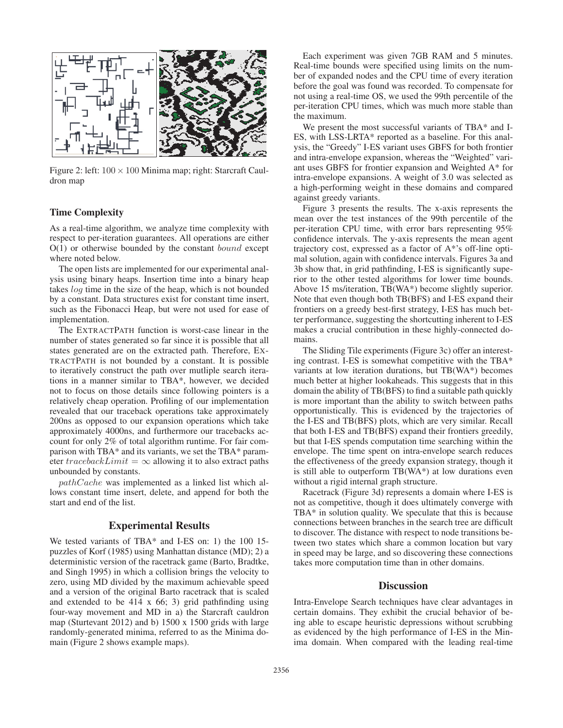Figure 2: left: $100 \times 100$ Minima map; right: Starcraft Cauldron map

### Time Complexity

As a real-time algorithm, we analyze time complexity with respect to per-iteration guarantees. All operations are either O(1) or otherwise bounded by the constant $bound$ except where noted below.

The open lists are implemented for our experimental analysis using binary heaps. Insertion time into a binary heap takes $log$ time in the size of the heap, which is not bounded by a constant. Data structures exist for constant time insert, such as the Fibonacci Heap, but were not used for ease of implementation.

The EXTRACTPATH function is worst-case linear in the number of states generated so far since it is possible that all states generated are on the extracted path. Therefore, EXTRACTPATH is not bounded by a constant. It is possible to iteratively construct the path over mutliple search iterations in a manner similar to TBA*, however, we decided not to focus on those details since following pointers is a relatively cheap operation. Profiling of our implementation revealed that our traceback operations take approximately 200ns as opposed to our expansion operations which take approximately 4000ns, and furthermore our tracebacks account for only 2% of total algorithm runtime. For fair comparison with TBA* and its variants, we set the TBA* parameter $tracebackLimit = \infty$ allowing it to also extract paths unbounded by constants.

$pathCache$ was implemented as a linked list which allows constant time insert, delete, and append for both the start and end of the list.

## Experimental Results

We tested variants of TBA* and I-ES on: 1) the 100 15-puzzles of Korf (1985) using Manhattan distance (MD); 2) a deterministic version of the racetrack game (Barto, Bradtke, and Singh 1995) in which a collision brings the velocity to zero, using MD divided by the maximum achievable speed and a version of the original Barto racetrack that is scaled and extended to be 414 x 66; 3) grid pathfinding using four-way movement and MD in a) the Starcraft cauldron map (Sturtevant 2012) and b) 1500 x 1500 grids with large randomly-generated minima, referred to as the Minima domain (Figure 2 shows example maps).

Each experiment was given 7GB RAM and 5 minutes. Real-time bounds were specified using limits on the number of expanded nodes and the CPU time of every iteration before the goal was found was recorded. To compensate for not using a real-time OS, we used the 99th percentile of the per-iteration CPU times, which was much more stable than the maximum.

We present the most successful variants of TBA* and I-ES, with LSS-LRTA* reported as a baseline. For this analysis, the "Greedy" I-ES variant uses GBFS for both frontier and intra-envelope expansion, whereas the "Weighted" variant uses GBFS for frontier expansion and Weighted A* for intra-envelope expansions. A weight of 3.0 was selected as a high-performing weight in these domains and compared against greedy variants.

Figure 3 presents the results. The x-axis represents the mean over the test instances of the 99th percentile of the per-iteration CPU time, with error bars representing 95% confidence intervals. The y-axis represents the mean agent trajectory cost, expressed as a factor of A*'s off-line optimal solution, again with confidence intervals. Figures 3a and 3b show that, in grid pathfinding, I-ES is significantly superior to the other tested algorithms for lower time bounds. Above 15 ms/iteration, TB(WA*) become slightly superior. Note that even though both TB(BFS) and I-ES expand their frontiers on a greedy best-first strategy, I-ES has much better performance, suggesting the shortcutting inherent to I-ES makes a crucial contribution in these highly-connected domains.

The Sliding Tile experiments (Figure 3c) offer an interesting contrast. I-ES is somewhat competitive with the TBA* variants at low iteration durations, but TB(WA*) becomes much better at higher lookaheads. This suggests that in this domain the ability of TB(BFS) to find a suitable path quickly is more important than the ability to switch between paths opportunistically. This is evidenced by the trajectories of the I-ES and TB(BFS) plots, which are very similar. Recall that both I-ES and TB(BFS) expand their frontiers greedily, but that I-ES spends computation time searching within the envelope. The time spent on intra-envelope search reduces the effectiveness of the greedy expansion strategy, though it is still able to outperform TB(WA*) at low durations even without a rigid internal graph structure.

Racetrack (Figure 3d) represents a domain where I-ES is not as competitive, though it does ultimately converge with TBA* in solution quality. We speculate that this is because connections between branches in the search tree are difficult to discover. The distance with respect to node transitions between two states which share a common location but vary in speed may be large, and so discovering these connections takes more computation time than in other domains.

## Discussion

Intra-Envelope Search techniques have clear advantages in certain domains. They exhibit the crucial behavior of being able to escape heuristic depressions without scrubbing as evidenced by the high performance of I-ES in the Minima domain. When compared with the leading real-time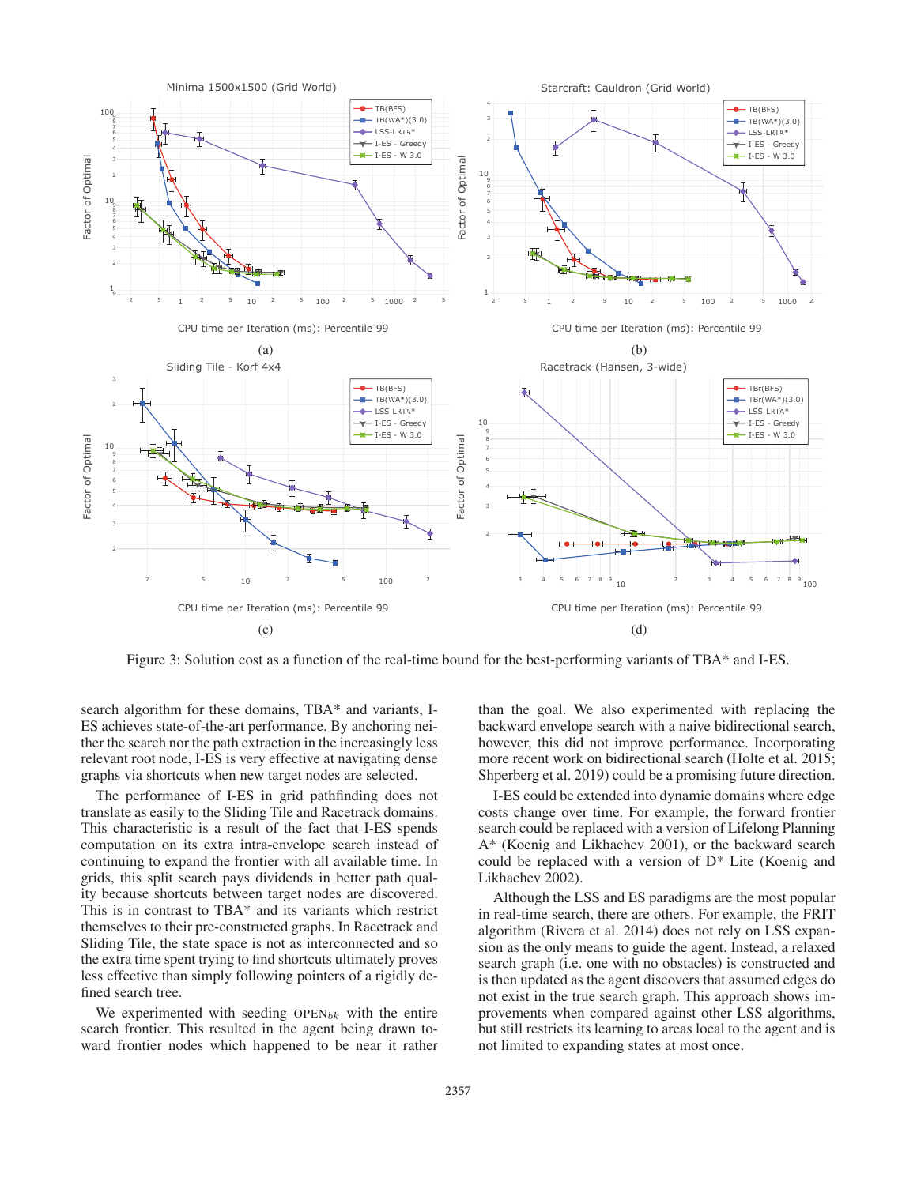Figure 3: Solution cost as a function of the real-time bound for the best-performing variants of TBA* and I-ES.

search algorithm for these domains, TBA* and variants, I-ES achieves state-of-the-art performance. By anchoring neither the search nor the path extraction in the increasingly less relevant root node, I-ES is very effective at navigating dense graphs via shortcuts when new target nodes are selected.

The performance of I-ES in grid pathfinding does not translate as easily to the Sliding Tile and Racetrack domains. This characteristic is a result of the fact that I-ES spends computation on its extra intra-envelope search instead of continuing to expand the frontier with all available time. In grids, this split search pays dividends in better path quality because shortcuts between target nodes are discovered. This is in contrast to TBA* and its variants which restrict themselves to their pre-constructed graphs. In Racetrack and Sliding Tile, the state space is not as interconnected and so the extra time spent trying to find shortcuts ultimately proves less effective than simply following pointers of a rigidly defined search tree.

We experimented with seeding $\text{OPEN}_{bk}$ with the entire search frontier. This resulted in the agent being drawn toward frontier nodes which happened to be near it rather than the goal. We also experimented with replacing the backward envelope search with a naive bidirectional search, however, this did not improve performance. Incorporating more recent work on bidirectional search (Holte et al. 2015; Shperberg et al. 2019) could be a promising future direction.

I-ES could be extended into dynamic domains where edge costs change over time. For example, the forward frontier search could be replaced with a version of Lifelong Planning A* (Koenig and Likhachev 2001), or the backward search could be replaced with a version of D* Lite (Koenig and Likhachev 2002).

Although the LSS and ES paradigms are the most popular in real-time search, there are others. For example, the FRIT algorithm (Rivera et al. 2014) does not rely on LSS expansion as the only means to guide the agent. Instead, a relaxed search graph (i.e. one with no obstacles) is constructed and is then updated as the agent discovers that assumed edges do not exist in the true search graph. This approach shows improvements when compared against other LSS algorithms, but still restricts its learning to areas local to the agent and is not limited to expanding states at most once.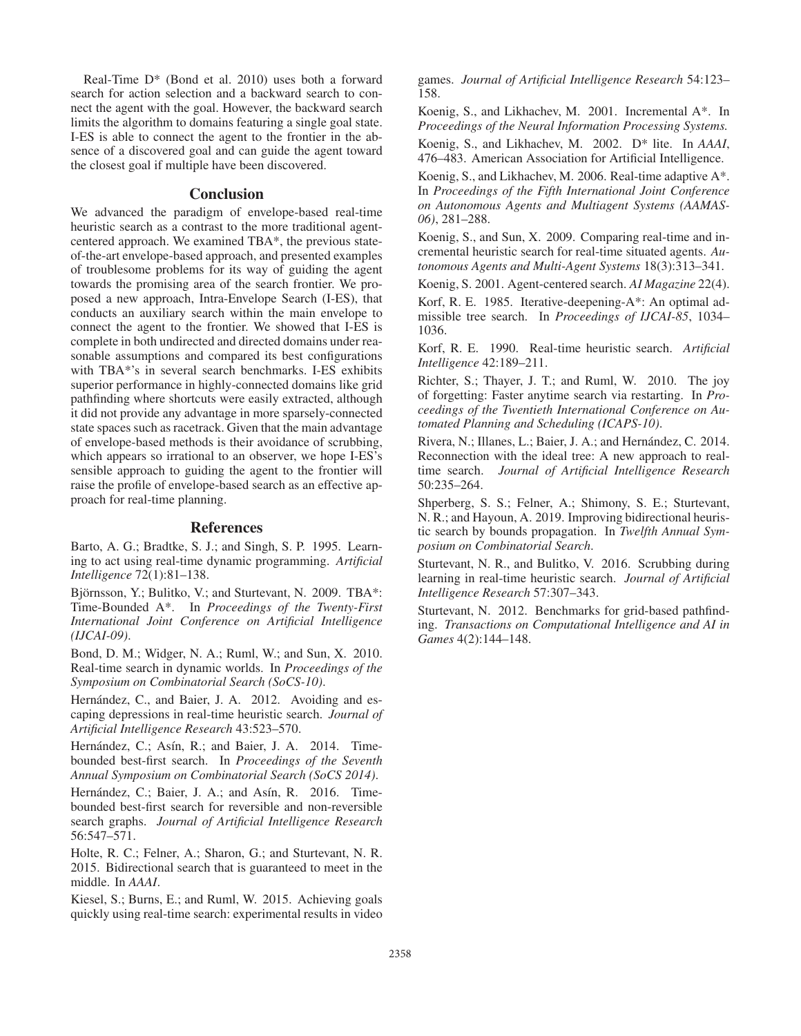Real-Time D* (Bond et al. 2010) uses both a forward search for action selection and a backward search to connect the agent with the goal. However, the backward search limits the algorithm to domains featuring a single goal state. I-ES is able to connect the agent to the frontier in the absence of a discovered goal and can guide the agent toward the closest goal if multiple have been discovered.

## Conclusion

We advanced the paradigm of envelope-based real-time heuristic search as a contrast to the more traditional agent-centered approach. We examined TBA*, the previous state-of-the-art envelope-based approach, and presented examples of troublesome problems for its way of guiding the agent towards the promising area of the search frontier. We proposed a new approach, Intra-Envelope Search (I-ES), that conducts an auxiliary search within the main envelope to connect the agent to the frontier. We showed that I-ES is complete in both undirected and directed domains under reasonable assumptions and compared its best configurations with TBA*'s in several search benchmarks. I-ES exhibits superior performance in highly-connected domains like grid pathfinding where shortcuts were easily extracted, although it did not provide any advantage in more sparsely-connected state spaces such as racetrack. Given that the main advantage of envelope-based methods is their avoidance of scrubbing, which appears so irrational to an observer, we hope I-ES's sensible approach to guiding the agent to the frontier will raise the profile of envelope-based search as an effective approach for real-time planning.

## References

Barto, A. G.; Bradtke, S. J.; and Singh, S. P. 1995. Learning to act using real-time dynamic programming. *Artificial Intelligence* 72(1):81–138.

Björnsson, Y.; Bulitko, V.; and Sturtevant, N. 2009. TBA*: Time-Bounded A*. In *Proceedings of the Twenty-First International Joint Conference on Artificial Intelligence (IJCAI-09)*.

Bond, D. M.; Widger, N. A.; Ruml, W.; and Sun, X. 2010. Real-time search in dynamic worlds. In *Proceedings of the Symposium on Combinatorial Search (SoCS-10)*.

Hernández, C., and Baier, J. A. 2012. Avoiding and escaping depressions in real-time heuristic search. *Journal of Artificial Intelligence Research* 43:523–570.

Hernández, C.; Asín, R.; and Baier, J. A. 2014. Time-bounded best-first search. In *Proceedings of the Seventh Annual Symposium on Combinatorial Search (SoCS 2014)*.

Hernández, C.; Baier, J. A.; and Asín, R. 2016. Time-bounded best-first search for reversible and non-reversible search graphs. *Journal of Artificial Intelligence Research* 56:547–571.

Holte, R. C.; Felner, A.; Sharon, G.; and Sturtevant, N. R. 2015. Bidirectional search that is guaranteed to meet in the middle. In *AAAI*.

Kiesel, S.; Burns, E.; and Ruml, W. 2015. Achieving goals quickly using real-time search: experimental results in video games. *Journal of Artificial Intelligence Research* 54:123–158.

Koenig, S., and Likhachev, M. 2001. Incremental A*. In *Proceedings of the Neural Information Processing Systems.*

Koenig, S., and Likhachev, M. 2002. D* lite. In *AAAI*, 476–483. American Association for Artificial Intelligence.

Koenig, S., and Likhachev, M. 2006. Real-time adaptive A*. In *Proceedings of the Fifth International Joint Conference on Autonomous Agents and Multiagent Systems (AAMAS-06)*, 281–288.

Koenig, S., and Sun, X. 2009. Comparing real-time and incremental heuristic search for real-time situated agents. *Autonomous Agents and Multi-Agent Systems* 18(3):313–341.

Koenig, S. 2001. Agent-centered search. *AI Magazine* 22(4).

Korf, R. E. 1985. Iterative-deepening-A*: An optimal admissible tree search. In *Proceedings of IJCAI-85*, 1034–1036.

Korf, R. E. 1990. Real-time heuristic search. *Artificial Intelligence* 42:189–211.

Richter, S.; Thayer, J. T.; and Ruml, W. 2010. The joy of forgetting: Faster anytime search via restarting. In *Proceedings of the Twentieth International Conference on Automated Planning and Scheduling (ICAPS-10)*.

Rivera, N.; Illanes, L.; Baier, J. A.; and Hernández, C. 2014. Reconnection with the ideal tree: A new approach to real-time search. *Journal of Artificial Intelligence Research* 50:235–264.

Shperberg, S. S.; Felner, A.; Shimony, S. E.; Sturtevant, N. R.; and Hayoun, A. 2019. Improving bidirectional heuristic search by bounds propagation. In *Twelfth Annual Symposium on Combinatorial Search.*

Sturtevant, N. R., and Bulitko, V. 2016. Scrubbing during learning in real-time heuristic search. *Journal of Artificial Intelligence Research* 57:307–343.

Sturtevant, N. 2012. Benchmarks for grid-based pathfinding. *Transactions on Computational Intelligence and AI in Games* 4(2):144–148.